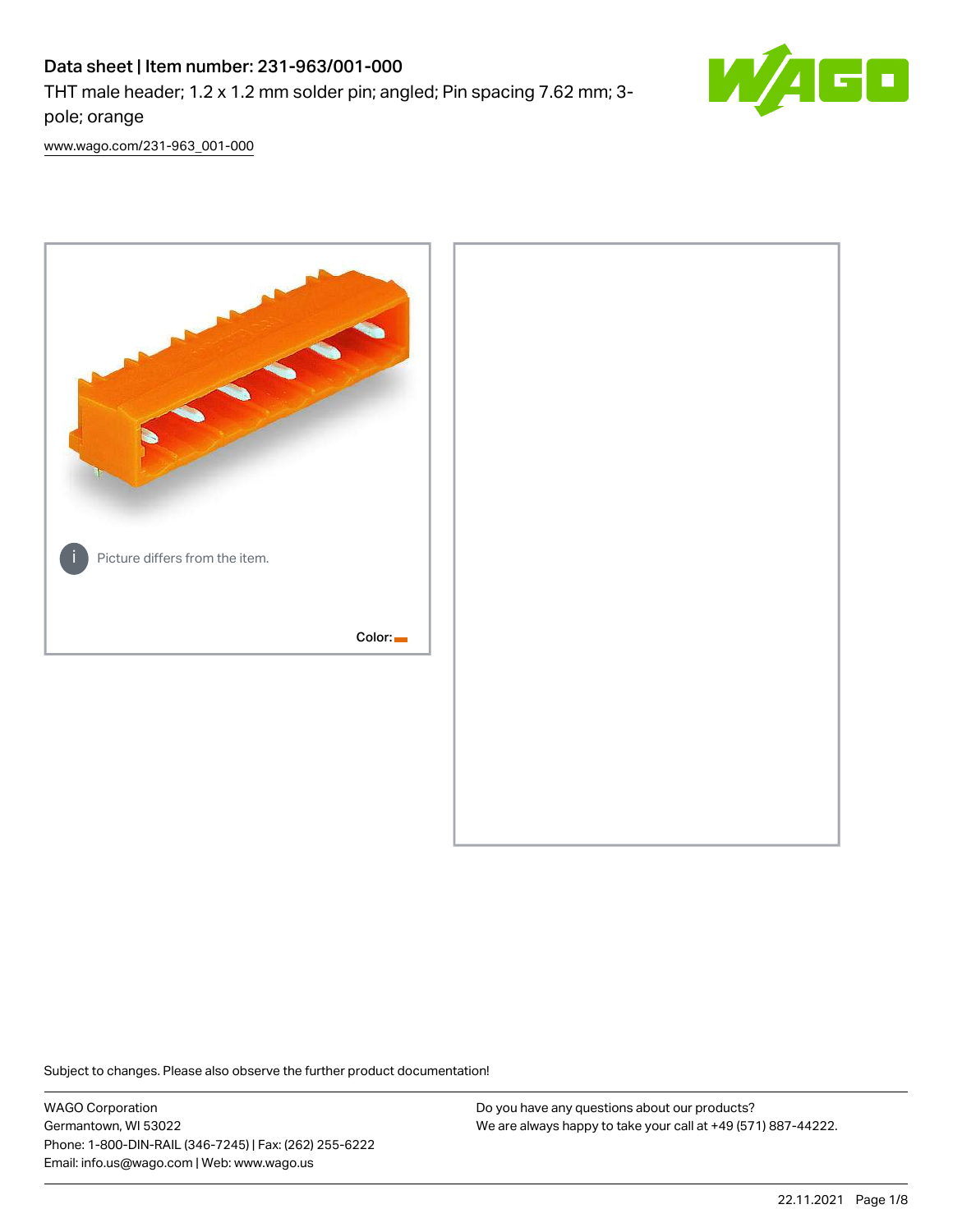# Data sheet | Item number: 231-963/001-000

THT male header; 1.2 x 1.2 mm solder pin; angled; Pin spacing 7.62 mm; 3-pole; orange

www.wago.com/231-963_001-000

Picture differs from the item.

Color:

Subject to changes. Please also observe the further product documentation!

WAGO Corporation
Germantown, WI 53022
Phone: 1-800-DIN-RAIL (346-7245) | Fax: (262) 255-6222
Email: info.us@wago.com | Web: www.wago.us

Do you have any questions about our products?
We are always happy to take your call at +49 (571) 887-44222.

22.11.2021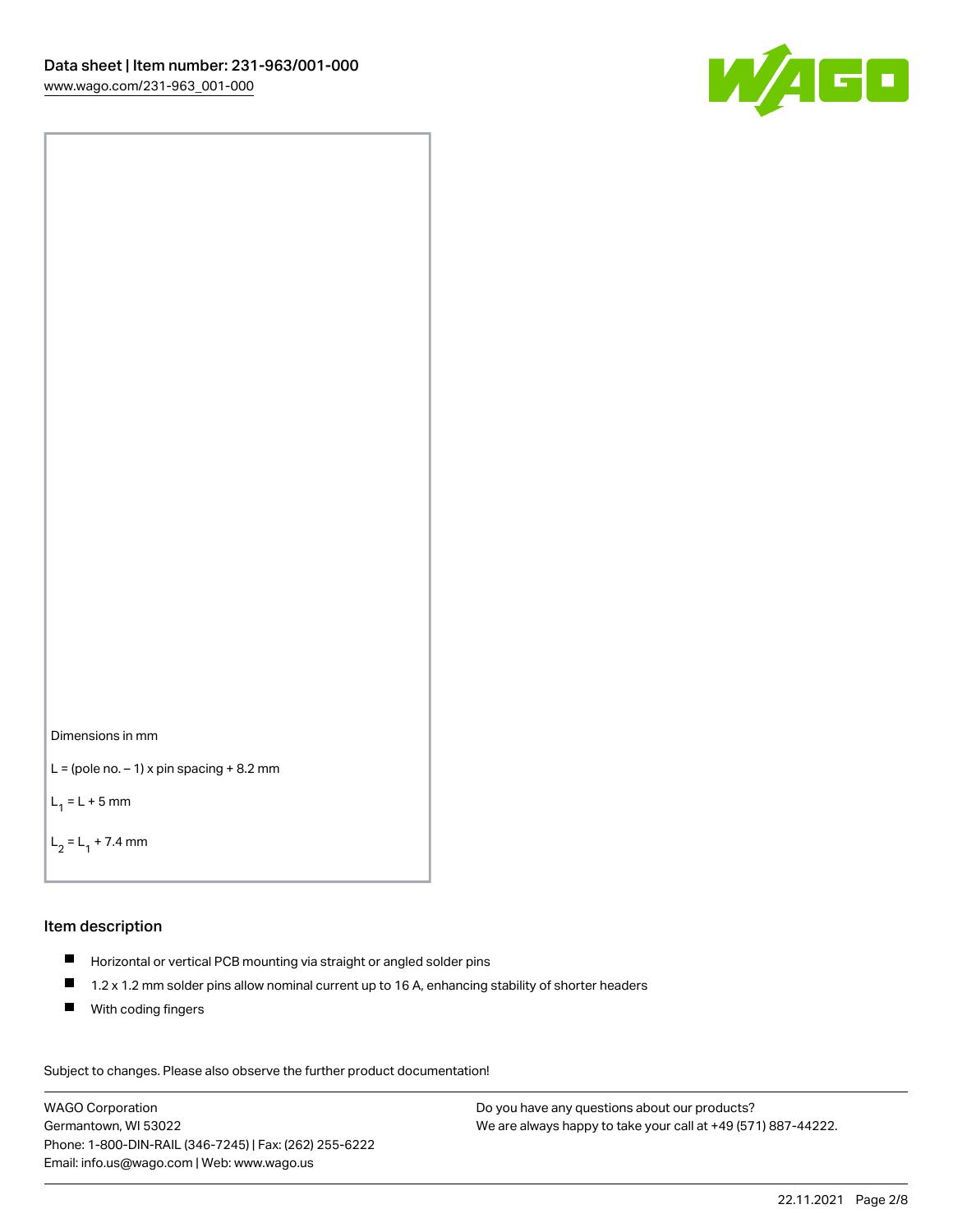Dimensions in mm

L = (pole no. – 1) x pin spacing + 8.2 mm

$L_1$ = L + 5 mm

$L_2$ = $L_1$ + 7.4 mm

## Item description

- Horizontal or vertical PCB mounting via straight or angled solder pins
- 1.2 x 1.2 mm solder pins allow nominal current up to 16 A, enhancing stability of shorter headers
- With coding fingers

Subject to changes. Please also observe the further product documentation!

WAGO Corporation
Germantown, WI 53022
Phone: 1-800-DIN-RAIL (346-7245) | Fax: (262) 255-6222
Email: info.us@wago.com | Web: www.wago.us

Do you have any questions about our products?
We are always happy to take your call at +49 (571) 887-44222.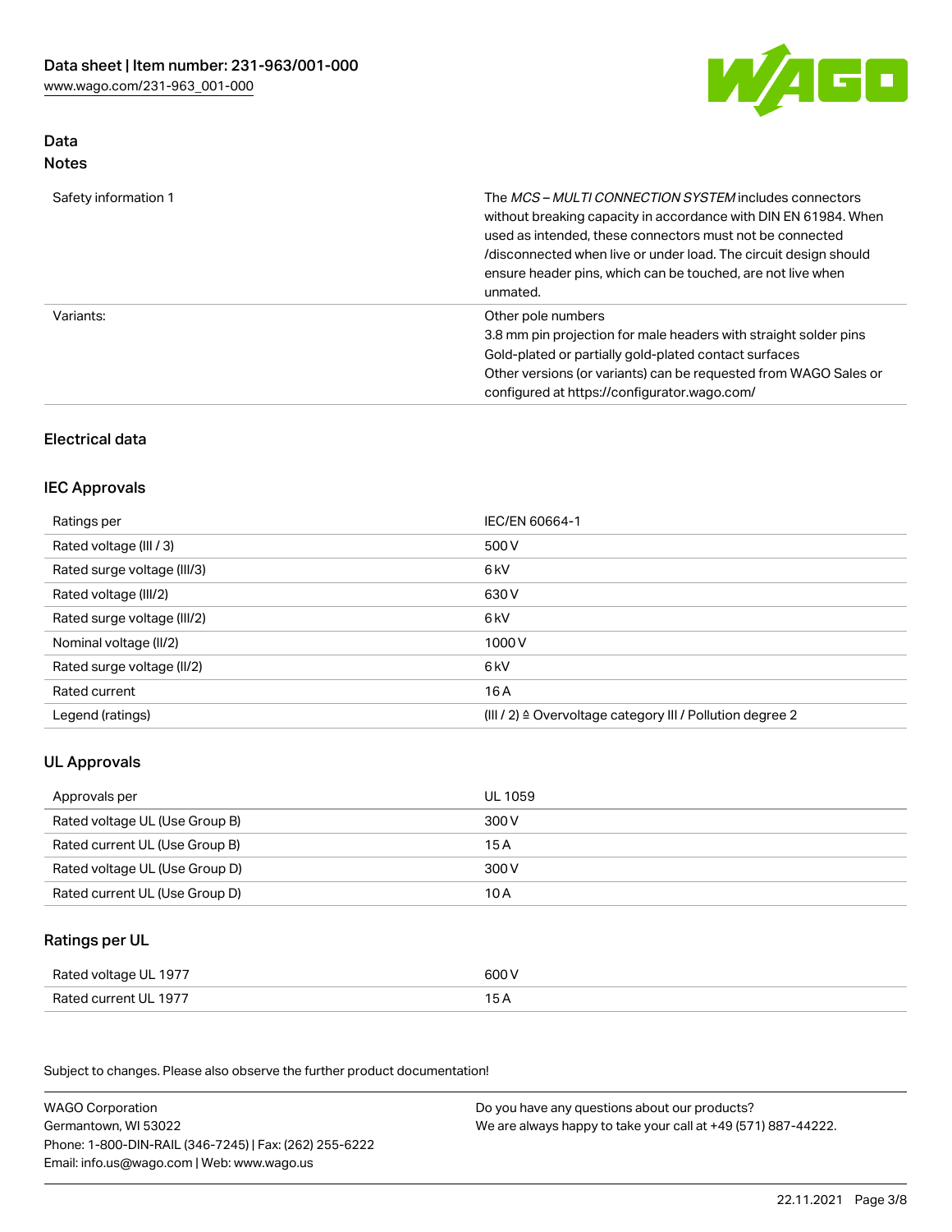## Data

### Notes

| | |
|---|---|
| Safety information 1 | The *MCS – MULTI CONNECTION SYSTEM* includes connectors without breaking capacity in accordance with DIN EN 61984. When used as intended, these connectors must not be connected /disconnected when live or under load. The circuit design should ensure header pins, which can be touched, are not live when unmated. |
| Variants: | Other pole numbers<br>3.8 mm pin projection for male headers with straight solder pins<br>Gold-plated or partially gold-plated contact surfaces<br>Other versions (or variants) can be requested from WAGO Sales or configured at https://configurator.wago.com/ |

## Electrical data

### IEC Approvals

| | |
|---|---|
| Ratings per | IEC/EN 60664-1 |
| Rated voltage (III / 3) | 500 V |
| Rated surge voltage (III/3) | 6 kV |
| Rated voltage (III/2) | 630 V |
| Rated surge voltage (III/2) | 6 kV |
| Nominal voltage (II/2) | 1000 V |
| Rated surge voltage (II/2) | 6 kV |
| Rated current | 16 A |
| Legend (ratings) | (III / 2) ≙ Overvoltage category III / Pollution degree 2 |

### UL Approvals

| | |
|---|---|
| Approvals per | UL 1059 |
| Rated voltage UL (Use Group B) | 300 V |
| Rated current UL (Use Group B) | 15 A |
| Rated voltage UL (Use Group D) | 300 V |
| Rated current UL (Use Group D) | 10 A |

### Ratings per UL

| | |
|---|---|
| Rated voltage UL 1977 | 600 V |
| Rated current UL 1977 | 15 A |

Subject to changes. Please also observe the further product documentation!

WAGO Corporation
Germantown, WI 53022
Phone: 1-800-DIN-RAIL (346-7245) | Fax: (262) 255-6222
Email: info.us@wago.com | Web: www.wago.us

Do you have any questions about our products?
We are always happy to take your call at +49 (571) 887-44222.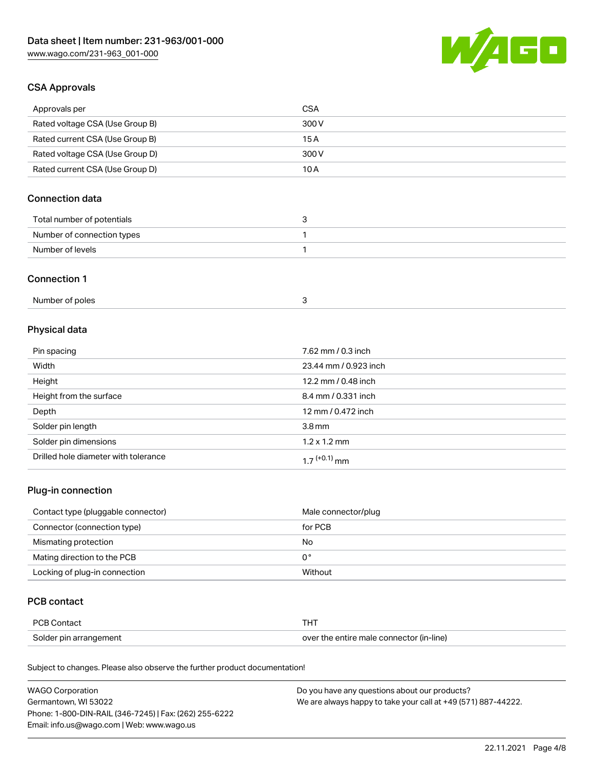## CSA Approvals

| Approvals per | CSA |
|---|---|
| Rated voltage CSA (Use Group B) | 300 V |
| Rated current CSA (Use Group B) | 15 A |
| Rated voltage CSA (Use Group D) | 300 V |
| Rated current CSA (Use Group D) | 10 A |

## Connection data

| Total number of potentials | 3 |
|---|---|
| Number of connection types | 1 |
| Number of levels | 1 |

## Connection 1

| Number of poles | 3 |
|---|---|

## Physical data

| Pin spacing | 7.62 mm / 0.3 inch |
|---|---|
| Width | 23.44 mm / 0.923 inch |
| Height | 12.2 mm / 0.48 inch |
| Height from the surface | 8.4 mm / 0.331 inch |
| Depth | 12 mm / 0.472 inch |
| Solder pin length | 3.8 mm |
| Solder pin dimensions | 1.2 x 1.2 mm |
| Drilled hole diameter with tolerance | $1.7^{(+0.1)}$ mm |

## Plug-in connection

| Contact type (pluggable connector) | Male connector/plug |
|---|---|
| Connector (connection type) | for PCB |
| Mismating protection | No |
| Mating direction to the PCB | 0 ° |
| Locking of plug-in connection | Without |

## PCB contact

| PCB Contact | THT |
|---|---|
| Solder pin arrangement | over the entire male connector (in-line) |

Subject to changes. Please also observe the further product documentation!

WAGO Corporation
Germantown, WI 53022
Phone: 1-800-DIN-RAIL (346-7245) | Fax: (262) 255-6222
Email: info.us@wago.com | Web: www.wago.us

Do you have any questions about our products?
We are always happy to take your call at +49 (571) 887-44222.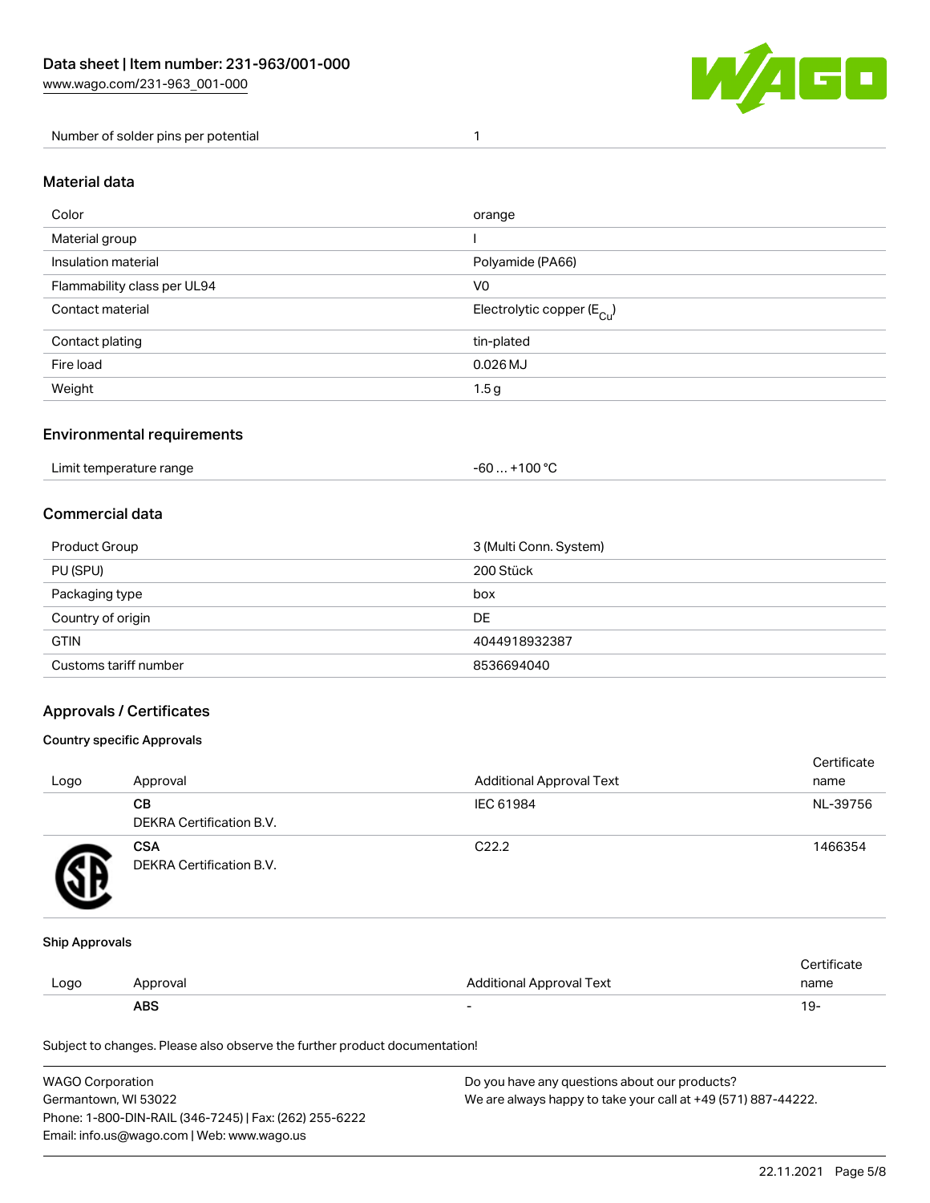| Number of solder pins per potential | 1 |
|---|---|

## Material data

| Color | orange |
|---|---|
| Material group | I |
| Insulation material | Polyamide (PA66) |
| Flammability class per UL94 | V0 |
| Contact material | Electrolytic copper ($E_{Cu}$) |
| Contact plating | tin-plated |
| Fire load | 0.026 MJ |
| Weight | 1.5 g |

## Environmental requirements

| Limit temperature range | -60 … +100 °C |
|---|---|

## Commercial data

| Product Group | 3 (Multi Conn. System) |
|---|---|
| PU (SPU) | 200 Stück |
| Packaging type | box |
| Country of origin | DE |
| GTIN | 4044918932387 |
| Customs tariff number | 8536694040 |

## Approvals / Certificates

### Country specific Approvals

| Logo | Approval | Additional Approval Text | Certificate name |
|---|---|---|---|
| | **CB** DEKRA Certification B.V. | IEC 61984 | NL-39756 |
| | **CSA** DEKRA Certification B.V. | C22.2 | 1466354 |

### Ship Approvals

| Logo | Approval | Additional Approval Text | Certificate name |
|---|---|---|---|
| | **ABS** | - | 19- |

Subject to changes. Please also observe the further product documentation!

WAGO Corporation
Germantown, WI 53022
Phone: 1-800-DIN-RAIL (346-7245) | Fax: (262) 255-6222
Email: info.us@wago.com | Web: www.wago.us

Do you have any questions about our products?
We are always happy to take your call at +49 (571) 887-44222.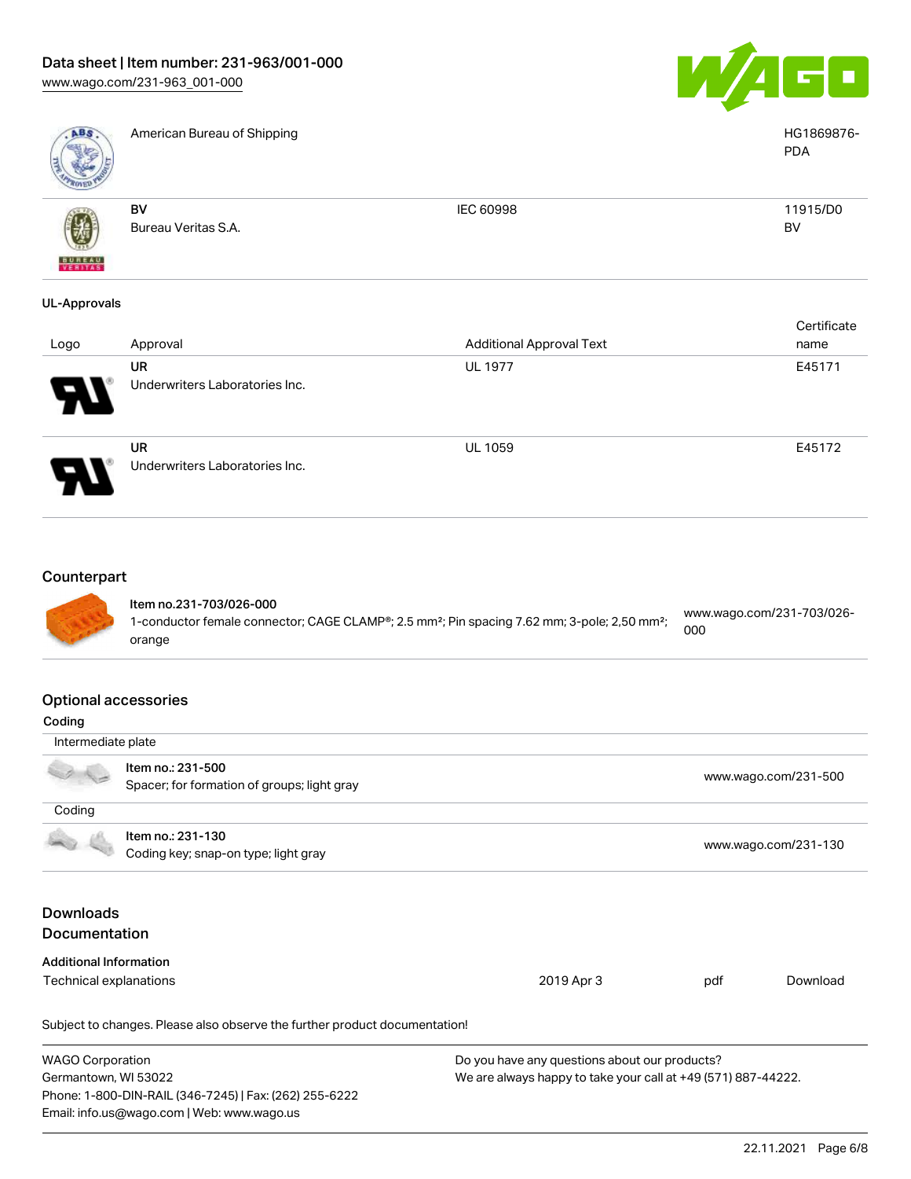| Logo | Approval | Additional Approval Text | Certificate name |
|---|---|---|---|
| | American Bureau of Shipping | | HG1869876-PDA |
| | **BV**<br>Bureau Veritas S.A. | IEC 60998 | 11915/D0 BV |

### UL-Approvals

| Logo | Approval | Additional Approval Text | Certificate name |
|---|---|---|---|
| | **UR**<br>Underwriters Laboratories Inc. | UL 1977 | E45171 |
| | **UR**<br>Underwriters Laboratories Inc. | UL 1059 | E45172 |

## Counterpart

| | |
|---|---|
| **Item no.231-703/026-000**<br>1-conductor female connector; CAGE CLAMP®; 2.5 mm²; Pin spacing 7.62 mm; 3-pole; 2,50 mm²; orange | www.wago.com/231-703/026-000 |

## Optional accessories

### Coding

**Intermediate plate**

| | |
|---|---|
| Item no.: 231-500<br>Spacer; for formation of groups; light gray | www.wago.com/231-500 |

**Coding**

| | |
|---|---|
| Item no.: 231-130<br>Coding key; snap-on type; light gray | www.wago.com/231-130 |

## Downloads
## Documentation

**Additional Information**

| | | | |
|---|---|---|---|
| Technical explanations | 2019 Apr 3 | pdf | Download |

Subject to changes. Please also observe the further product documentation!

WAGO Corporation
Germantown, WI 53022
Phone: 1-800-DIN-RAIL (346-7245) | Fax: (262) 255-6222
Email: info.us@wago.com | Web: www.wago.us

Do you have any questions about our products?
We are always happy to take your call at +49 (571) 887-44222.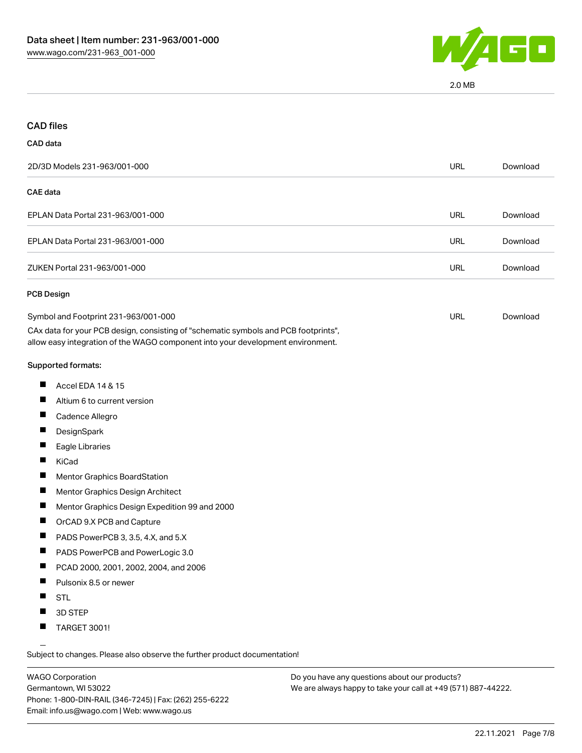2.0 MB

## CAD files

### CAD data

| 2D/3D Models 231-963/001-000 | URL | Download |
| --- | --- | --- |

### CAE data

| | | |
| --- | --- | --- |
| EPLAN Data Portal 231-963/001-000 | URL | Download |
| EPLAN Data Portal 231-963/001-000 | URL | Download |
| ZUKEN Portal 231-963/001-000 | URL | Download |

### PCB Design

| Symbol and Footprint 231-963/001-000 | URL | Download |
| --- | --- | --- |

CAx data for your PCB design, consisting of "schematic symbols and PCB footprints", allow easy integration of the WAGO component into your development environment.

Supported formats:

- Accel EDA 14 & 15
- Altium 6 to current version
- Cadence Allegro
- DesignSpark
- Eagle Libraries
- KiCad
- Mentor Graphics BoardStation
- Mentor Graphics Design Architect
- Mentor Graphics Design Expedition 99 and 2000
- OrCAD 9.X PCB and Capture
- PADS PowerPCB 3, 3.5, 4.X, and 5.X
- PADS PowerPCB and PowerLogic 3.0
- PCAD 2000, 2001, 2002, 2004, and 2006
- Pulsonix 8.5 or newer
- STL
- 3D STEP
- TARGET 3001!

Subject to changes. Please also observe the further product documentation!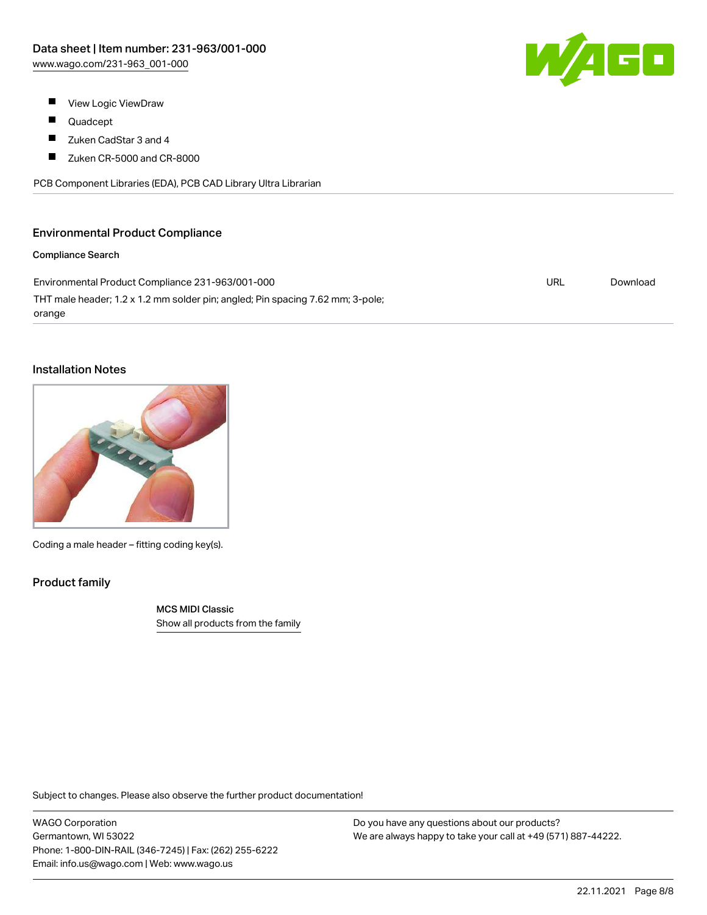- View Logic ViewDraw
- Quadcept
- Zuken CadStar 3 and 4
- Zuken CR-5000 and CR-8000

PCB Component Libraries (EDA), PCB CAD Library Ultra Librarian

## Environmental Product Compliance

### Compliance Search

| | | |
|---|---|---|
| Environmental Product Compliance 231-963/001-000<br>THT male header; 1.2 x 1.2 mm solder pin; angled; Pin spacing 7.62 mm; 3-pole; orange | URL | Download |

## Installation Notes

Coding a male header – fitting coding key(s).

## Product family

MCS MIDI Classic
Show all products from the family

Subject to changes. Please also observe the further product documentation!

WAGO Corporation
Germantown, WI 53022
Phone: 1-800-DIN-RAIL (346-7245) | Fax: (262) 255-6222
Email: info.us@wago.com | Web: www.wago.us

Do you have any questions about our products?
We are always happy to take your call at +49 (571) 887-44222.